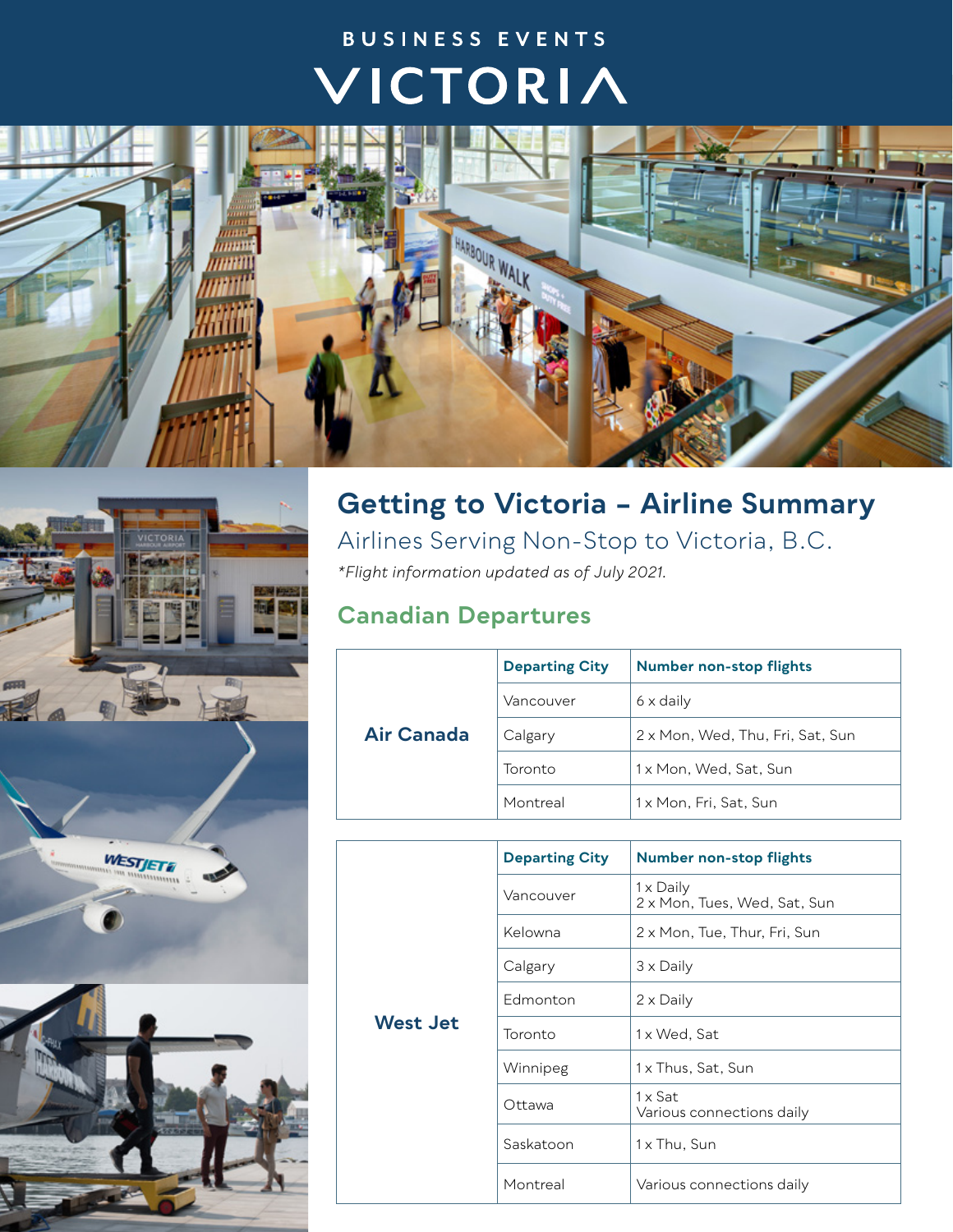# BUSINESS EVENTS VICTORIA

## Getting to Victoria – Airline Summary

### Airlines Serving Non-Stop to Victoria, B.C.

*\*Flight information updated as of July 2021.*

### Canadian Departures

| | Departing City | Number non-stop flights |
|---|---|---|
| **Air Canada** | Vancouver | 6 x daily |
| | Calgary | 2 x Mon, Wed, Thu, Fri, Sat, Sun |
| | Toronto | 1 x Mon, Wed, Sat, Sun |
| | Montreal | 1 x Mon, Fri, Sat, Sun |

| | Departing City | Number non-stop flights |
|---|---|---|
| **West Jet** | Vancouver | 1 x Daily<br>2 x Mon, Tues, Wed, Sat, Sun |
| | Kelowna | 2 x Mon, Tue, Thur, Fri, Sun |
| | Calgary | 3 x Daily |
| | Edmonton | 2 x Daily |
| | Toronto | 1 x Wed, Sat |
| | Winnipeg | 1 x Thus, Sat, Sun |
| | Ottawa | 1 x Sat<br>Various connections daily |
| | Saskatoon | 1 x Thu, Sun |
| | Montreal | Various connections daily |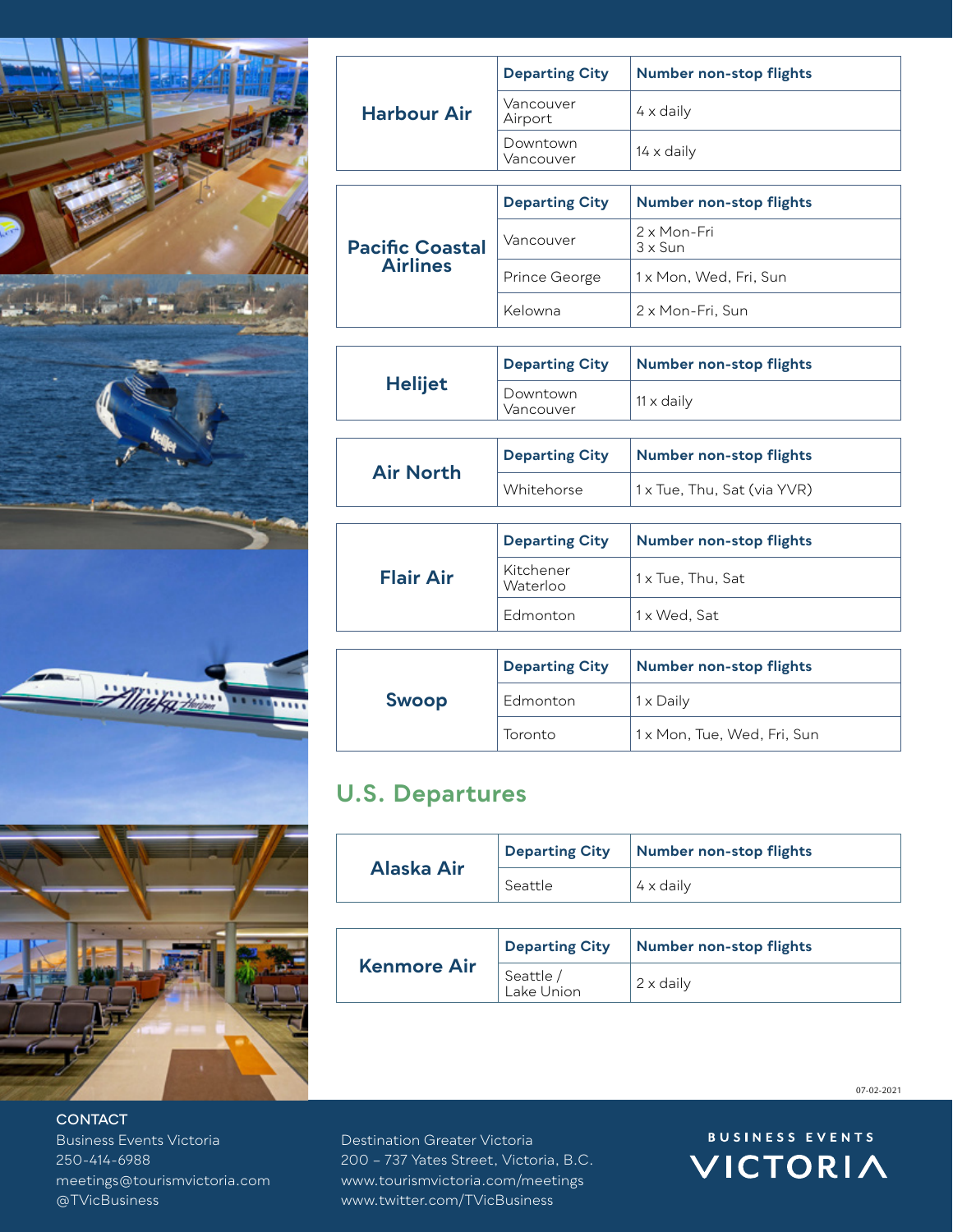| Harbour Air | Departing City | Number non-stop flights |
|---|---|---|
| | Vancouver Airport | 4 x daily |
| | Downtown Vancouver | 14 x daily |

| Pacific Coastal Airlines | Departing City | Number non-stop flights |
|---|---|---|
| | Vancouver | 2 x Mon-Fri<br>3 x Sun |
| | Prince George | 1 x Mon, Wed, Fri, Sun |
| | Kelowna | 2 x Mon-Fri, Sun |

| Helijet | Departing City | Number non-stop flights |
|---|---|---|
| | Downtown Vancouver | 11 x daily |

| Air North | Departing City | Number non-stop flights |
|---|---|---|
| | Whitehorse | 1 x Tue, Thu, Sat (via YVR) |

| Flair Air | Departing City | Number non-stop flights |
|---|---|---|
| | Kitchener Waterloo | 1 x Tue, Thu, Sat |
| | Edmonton | 1 x Wed, Sat |

| Swoop | Departing City | Number non-stop flights |
|---|---|---|
| | Edmonton | 1 x Daily |
| | Toronto | 1 x Mon, Tue, Wed, Fri, Sun |

## U.S. Departures

| Alaska Air | Departing City | Number non-stop flights |
|---|---|---|
| | Seattle | 4 x daily |

| Kenmore Air | Departing City | Number non-stop flights |
|---|---|---|
| | Seattle / Lake Union | 2 x daily |

07-02-2021

**CONTACT**
Business Events Victoria
250-414-6988
meetings@tourismvictoria.com
@TVicBusiness

Destination Greater Victoria
200 – 737 Yates Street, Victoria, B.C.
www.tourismvictoria.com/meetings
www.twitter.com/TVicBusiness

BUSINESS EVENTS VICTORIA